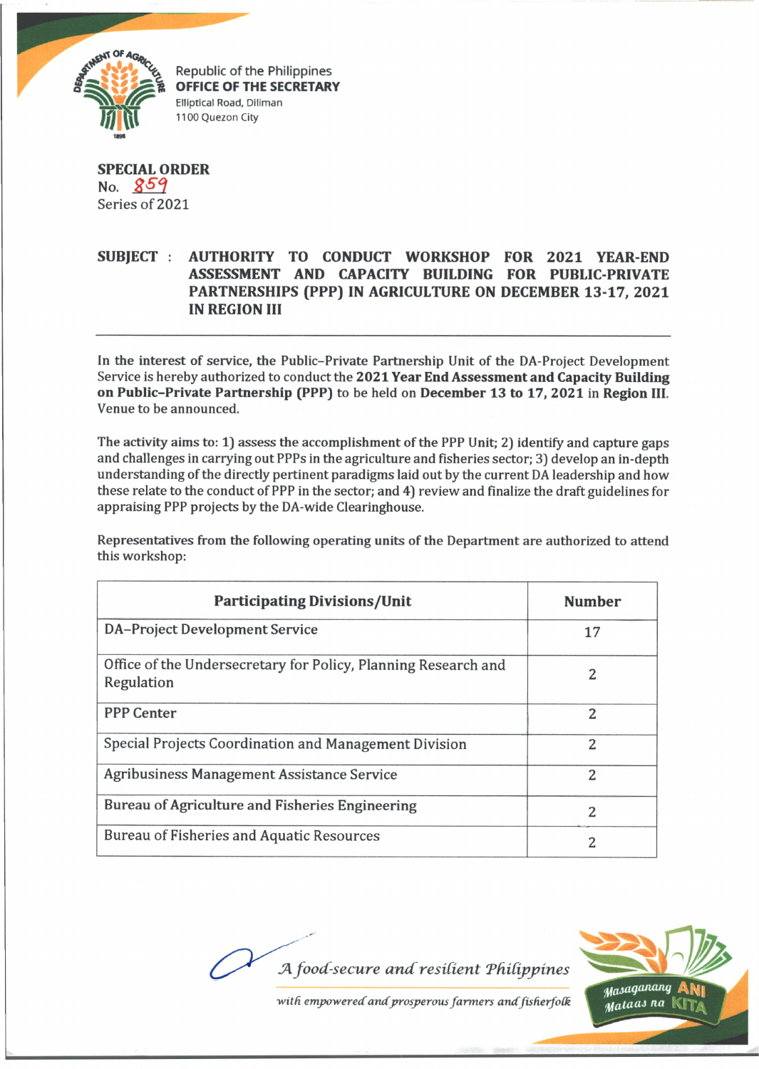Republic of the Philippines
**OFFICE OF THE SECRETARY**
Elliptical Road, Diliman
1100 Quezon City

**SPECIAL ORDER**
No. 859
Series of 2021

**SUBJECT : AUTHORITY TO CONDUCT WORKSHOP FOR 2021 YEAR-END ASSESSMENT AND CAPACITY BUILDING FOR PUBLIC-PRIVATE PARTNERSHIPS (PPP) IN AGRICULTURE ON DECEMBER 13-17, 2021 IN REGION III**

---

In the interest of service, the Public–Private Partnership Unit of the DA-Project Development Service is hereby authorized to conduct the **2021 Year End Assessment and Capacity Building on Public–Private Partnership (PPP)** to be held on **December 13 to 17, 2021** in **Region III**. Venue to be announced.

The activity aims to: 1) assess the accomplishment of the PPP Unit; 2) identify and capture gaps and challenges in carrying out PPPs in the agriculture and fisheries sector; 3) develop an in-depth understanding of the directly pertinent paradigms laid out by the current DA leadership and how these relate to the conduct of PPP in the sector; and 4) review and finalize the draft guidelines for appraising PPP projects by the DA-wide Clearinghouse.

Representatives from the following operating units of the Department are authorized to attend this workshop:

| Participating Divisions/Unit | Number |
|---|---|
| DA–Project Development Service | 17 |
| Office of the Undersecretary for Policy, Planning Research and Regulation | 2 |
| PPP Center | 2 |
| Special Projects Coordination and Management Division | 2 |
| Agribusiness Management Assistance Service | 2 |
| Bureau of Agriculture and Fisheries Engineering | 2 |
| Bureau of Fisheries and Aquatic Resources | 2 |

*A food-secure and resilient Philippines*
*with empowered and prosperous farmers and fisherfolk*

Masaganang ANI Mataas na KITA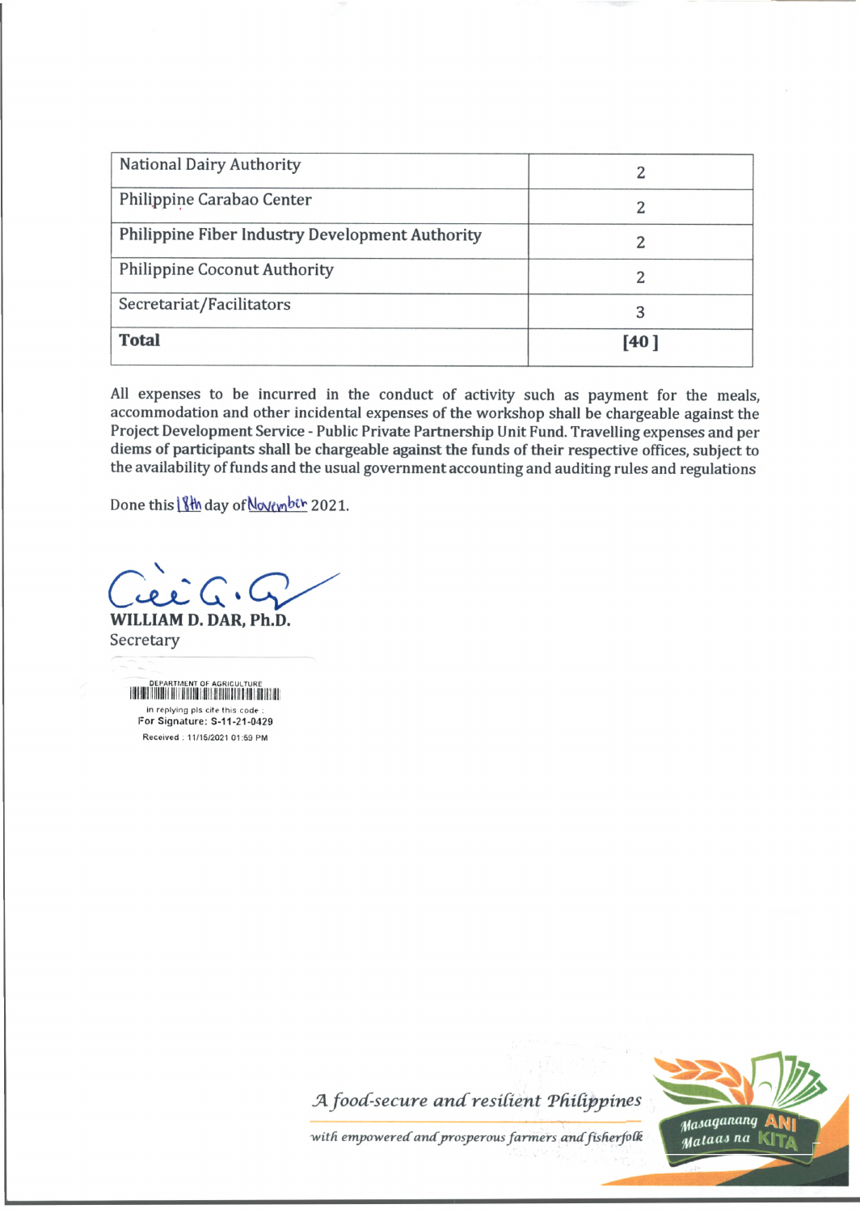| | |
|---|---|
| National Dairy Authority | 2 |
| Philippine Carabao Center | 2 |
| Philippine Fiber Industry Development Authority | 2 |
| Philippine Coconut Authority | 2 |
| Secretariat/Facilitators | 3 |
| **Total** | **[40]** |

All expenses to be incurred in the conduct of activity such as payment for the meals, accommodation and other incidental expenses of the workshop shall be chargeable against the Project Development Service - Public Private Partnership Unit Fund. Travelling expenses and per diems of participants shall be chargeable against the funds of their respective offices, subject to the availability of funds and the usual government accounting and auditing rules and regulations

Done this 18th day of November 2021.

**WILLIAM D. DAR, Ph.D.**
Secretary

DEPARTMENT OF AGRICULTURE
in replying pls cite this code :
For Signature: S-11-21-0429
Received : 11/15/2021 01:59 PM

*A food-secure and resilient Philippines with empowered and prosperous farmers and fisherfolk*

Masaganang ANI Mataas na KITA